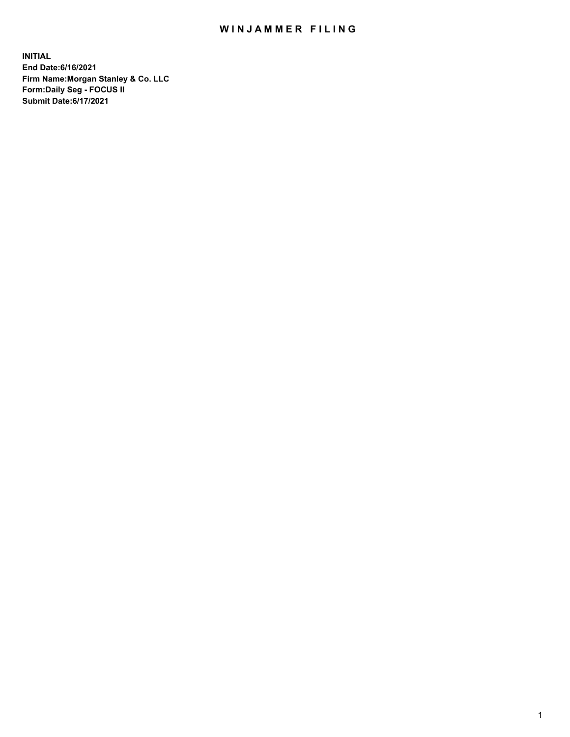# WINJAMMER FILING

**INITIAL**
**End Date:6/16/2021**
**Firm Name:Morgan Stanley & Co. LLC**
**Form:Daily Seg - FOCUS II**
**Submit Date:6/17/2021**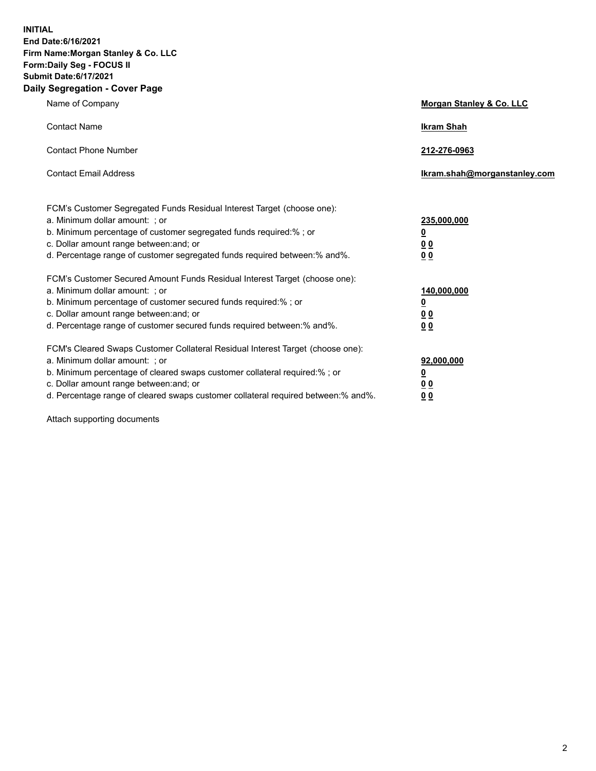**INITIAL**
**End Date:6/16/2021**
**Firm Name:Morgan Stanley & Co. LLC**
**Form:Daily Seg - FOCUS II**
**Submit Date:6/17/2021**

## Daily Segregation - Cover Page

| | |
|---|---|
| Name of Company | **Morgan Stanley & Co. LLC** |
| Contact Name | **Ikram Shah** |
| Contact Phone Number | **212-276-0963** |
| Contact Email Address | **Ikram.shah@morganstanley.com** |

| | |
|---|---|
| FCM's Customer Segregated Funds Residual Interest Target (choose one): | |
| a. Minimum dollar amount: ; or | **235,000,000** |
| b. Minimum percentage of customer segregated funds required:% ; or | **0** |
| c. Dollar amount range between:and; or | **0 0** |
| d. Percentage range of customer segregated funds required between:% and%. | **0 0** |
| FCM's Customer Secured Amount Funds Residual Interest Target (choose one): | |
| a. Minimum dollar amount: ; or | **140,000,000** |
| b. Minimum percentage of customer secured funds required:% ; or | **0** |
| c. Dollar amount range between:and; or | **0 0** |
| d. Percentage range of customer secured funds required between:% and%. | **0 0** |
| FCM's Cleared Swaps Customer Collateral Residual Interest Target (choose one): | |
| a. Minimum dollar amount: ; or | **92,000,000** |
| b. Minimum percentage of cleared swaps customer collateral required:% ; or | **0** |
| c. Dollar amount range between:and; or | **0 0** |
| d. Percentage range of cleared swaps customer collateral required between:% and%. | **0 0** |

Attach supporting documents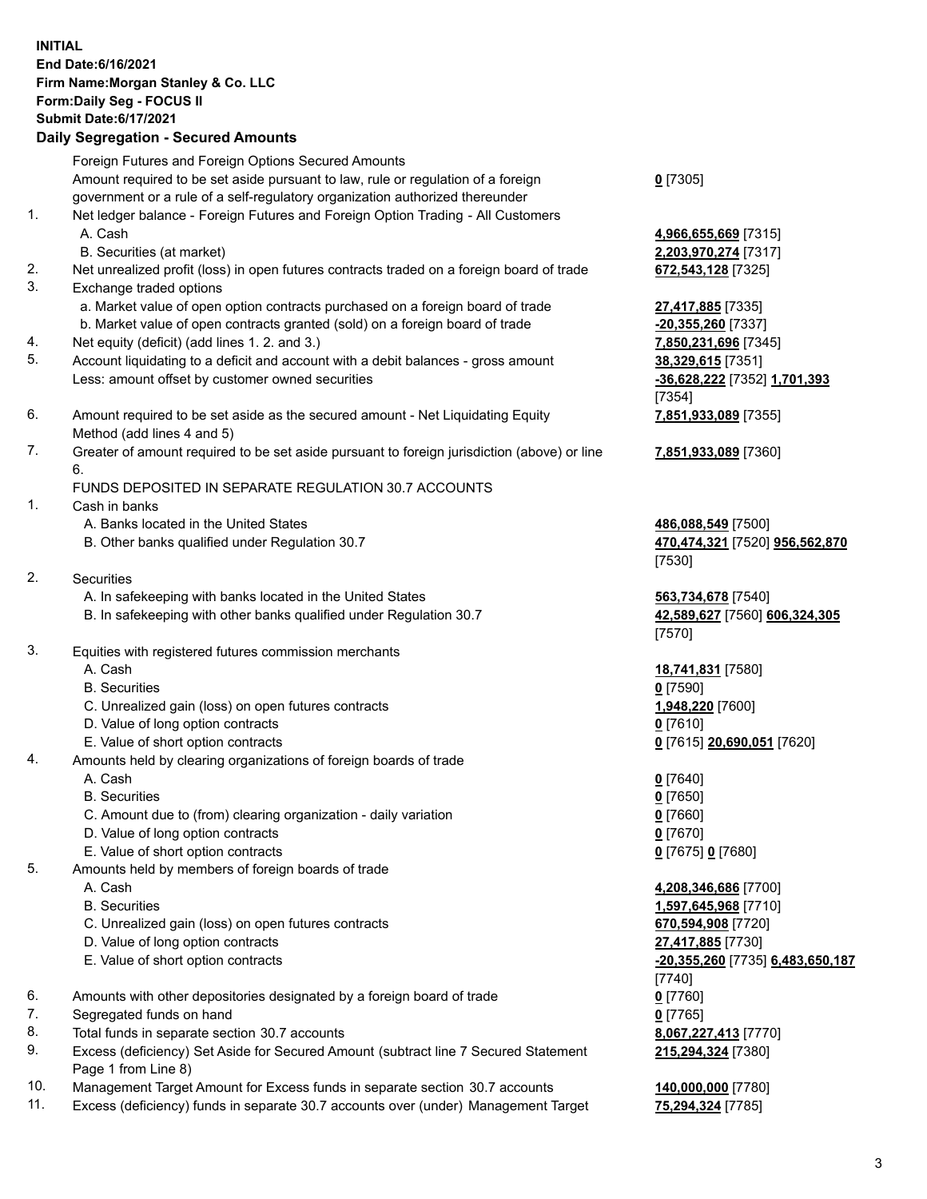**INITIAL**
**End Date:6/16/2021**
**Firm Name:Morgan Stanley & Co. LLC**
**Form:Daily Seg - FOCUS II**
**Submit Date:6/17/2021**

**Daily Segregation - Secured Amounts**

| | | |
|---|---|---|
| | Foreign Futures and Foreign Options Secured Amounts | |
| | Amount required to be set aside pursuant to law, rule or regulation of a foreign government or a rule of a self-regulatory organization authorized thereunder | **0** [7305] |
| 1. | Net ledger balance - Foreign Futures and Foreign Option Trading - All Customers | |
| | A. Cash | **4,966,655,669** [7315] |
| | B. Securities (at market) | **2,203,970,274** [7317] |
| 2. | Net unrealized profit (loss) in open futures contracts traded on a foreign board of trade | **672,543,128** [7325] |
| 3. | Exchange traded options | |
| | a. Market value of open option contracts purchased on a foreign board of trade | **27,417,885** [7335] |
| | b. Market value of open contracts granted (sold) on a foreign board of trade | **-20,355,260** [7337] |
| 4. | Net equity (deficit) (add lines 1. 2. and 3.) | **7,850,231,696** [7345] |
| 5. | Account liquidating to a deficit and account with a debit balances - gross amount | **38,329,615** [7351] |
| | Less: amount offset by customer owned securities | **-36,628,222** [7352] **1,701,393** [7354] |
| 6. | Amount required to be set aside as the secured amount - Net Liquidating Equity Method (add lines 4 and 5) | **7,851,933,089** [7355] |
| 7. | Greater of amount required to be set aside pursuant to foreign jurisdiction (above) or line 6. | **7,851,933,089** [7360] |
| | FUNDS DEPOSITED IN SEPARATE REGULATION 30.7 ACCOUNTS | |
| 1. | Cash in banks | |
| | A. Banks located in the United States | **486,088,549** [7500] |
| | B. Other banks qualified under Regulation 30.7 | **470,474,321** [7520] **956,562,870** [7530] |
| 2. | Securities | |
| | A. In safekeeping with banks located in the United States | **563,734,678** [7540] |
| | B. In safekeeping with other banks qualified under Regulation 30.7 | **42,589,627** [7560] **606,324,305** [7570] |
| 3. | Equities with registered futures commission merchants | |
| | A. Cash | **18,741,831** [7580] |
| | B. Securities | **0** [7590] |
| | C. Unrealized gain (loss) on open futures contracts | **1,948,220** [7600] |
| | D. Value of long option contracts | **0** [7610] |
| | E. Value of short option contracts | **0** [7615] **20,690,051** [7620] |
| 4. | Amounts held by clearing organizations of foreign boards of trade | |
| | A. Cash | **0** [7640] |
| | B. Securities | **0** [7650] |
| | C. Amount due to (from) clearing organization - daily variation | **0** [7660] |
| | D. Value of long option contracts | **0** [7670] |
| | E. Value of short option contracts | **0** [7675] **0** [7680] |
| 5. | Amounts held by members of foreign boards of trade | |
| | A. Cash | **4,208,346,686** [7700] |
| | B. Securities | **1,597,645,968** [7710] |
| | C. Unrealized gain (loss) on open futures contracts | **670,594,908** [7720] |
| | D. Value of long option contracts | **27,417,885** [7730] |
| | E. Value of short option contracts | **-20,355,260** [7735] **6,483,650,187** [7740] |
| 6. | Amounts with other depositories designated by a foreign board of trade | **0** [7760] |
| 7. | Segregated funds on hand | **0** [7765] |
| 8. | Total funds in separate section 30.7 accounts | **8,067,227,413** [7770] |
| 9. | Excess (deficiency) Set Aside for Secured Amount (subtract line 7 Secured Statement Page 1 from Line 8) | **215,294,324** [7380] |
| 10. | Management Target Amount for Excess funds in separate section 30.7 accounts | **140,000,000** [7780] |
| 11. | Excess (deficiency) funds in separate 30.7 accounts over (under) Management Target | **75,294,324** [7785] |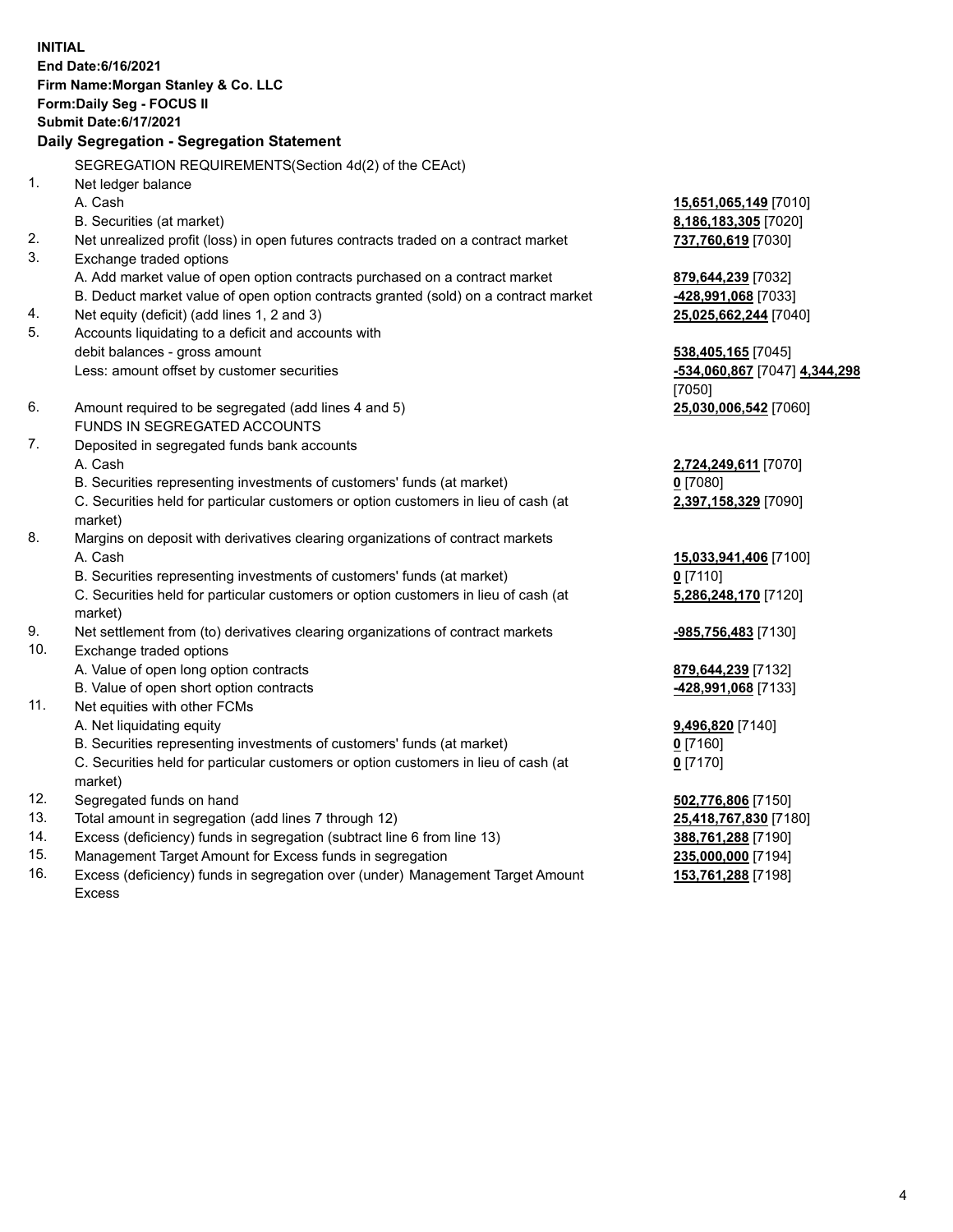**INITIAL**
**End Date:6/16/2021**
**Firm Name:Morgan Stanley & Co. LLC**
**Form:Daily Seg - FOCUS II**
**Submit Date:6/17/2021**

## Daily Segregation - Segregation Statement

SEGREGATION REQUIREMENTS(Section 4d(2) of the CEAct)

| | | |
|---|---|---|
| 1. | Net ledger balance | |
| | A. Cash | **15,651,065,149** [7010] |
| | B. Securities (at market) | **8,186,183,305** [7020] |
| 2. | Net unrealized profit (loss) in open futures contracts traded on a contract market | **737,760,619** [7030] |
| 3. | Exchange traded options | |
| | A. Add market value of open option contracts purchased on a contract market | **879,644,239** [7032] |
| | B. Deduct market value of open option contracts granted (sold) on a contract market | **-428,991,068** [7033] |
| 4. | Net equity (deficit) (add lines 1, 2 and 3) | **25,025,662,244** [7040] |
| 5. | Accounts liquidating to a deficit and accounts with debit balances - gross amount | **538,405,165** [7045] |
| | Less: amount offset by customer securities | **-534,060,867** [7047] **4,344,298** [7050] |
| 6. | Amount required to be segregated (add lines 4 and 5) | **25,030,006,542** [7060] |
| | FUNDS IN SEGREGATED ACCOUNTS | |
| 7. | Deposited in segregated funds bank accounts | |
| | A. Cash | **2,724,249,611** [7070] |
| | B. Securities representing investments of customers' funds (at market) | **0** [7080] |
| | C. Securities held for particular customers or option customers in lieu of cash (at market) | **2,397,158,329** [7090] |
| 8. | Margins on deposit with derivatives clearing organizations of contract markets | |
| | A. Cash | **15,033,941,406** [7100] |
| | B. Securities representing investments of customers' funds (at market) | **0** [7110] |
| | C. Securities held for particular customers or option customers in lieu of cash (at market) | **5,286,248,170** [7120] |
| 9. | Net settlement from (to) derivatives clearing organizations of contract markets | **-985,756,483** [7130] |
| 10. | Exchange traded options | |
| | A. Value of open long option contracts | **879,644,239** [7132] |
| | B. Value of open short option contracts | **-428,991,068** [7133] |
| 11. | Net equities with other FCMs | |
| | A. Net liquidating equity | **9,496,820** [7140] |
| | B. Securities representing investments of customers' funds (at market) | **0** [7160] |
| | C. Securities held for particular customers or option customers in lieu of cash (at market) | **0** [7170] |
| 12. | Segregated funds on hand | **502,776,806** [7150] |
| 13. | Total amount in segregation (add lines 7 through 12) | **25,418,767,830** [7180] |
| 14. | Excess (deficiency) funds in segregation (subtract line 6 from line 13) | **388,761,288** [7190] |
| 15. | Management Target Amount for Excess funds in segregation | **235,000,000** [7194] |
| 16. | Excess (deficiency) funds in segregation over (under) Management Target Amount Excess | **153,761,288** [7198] |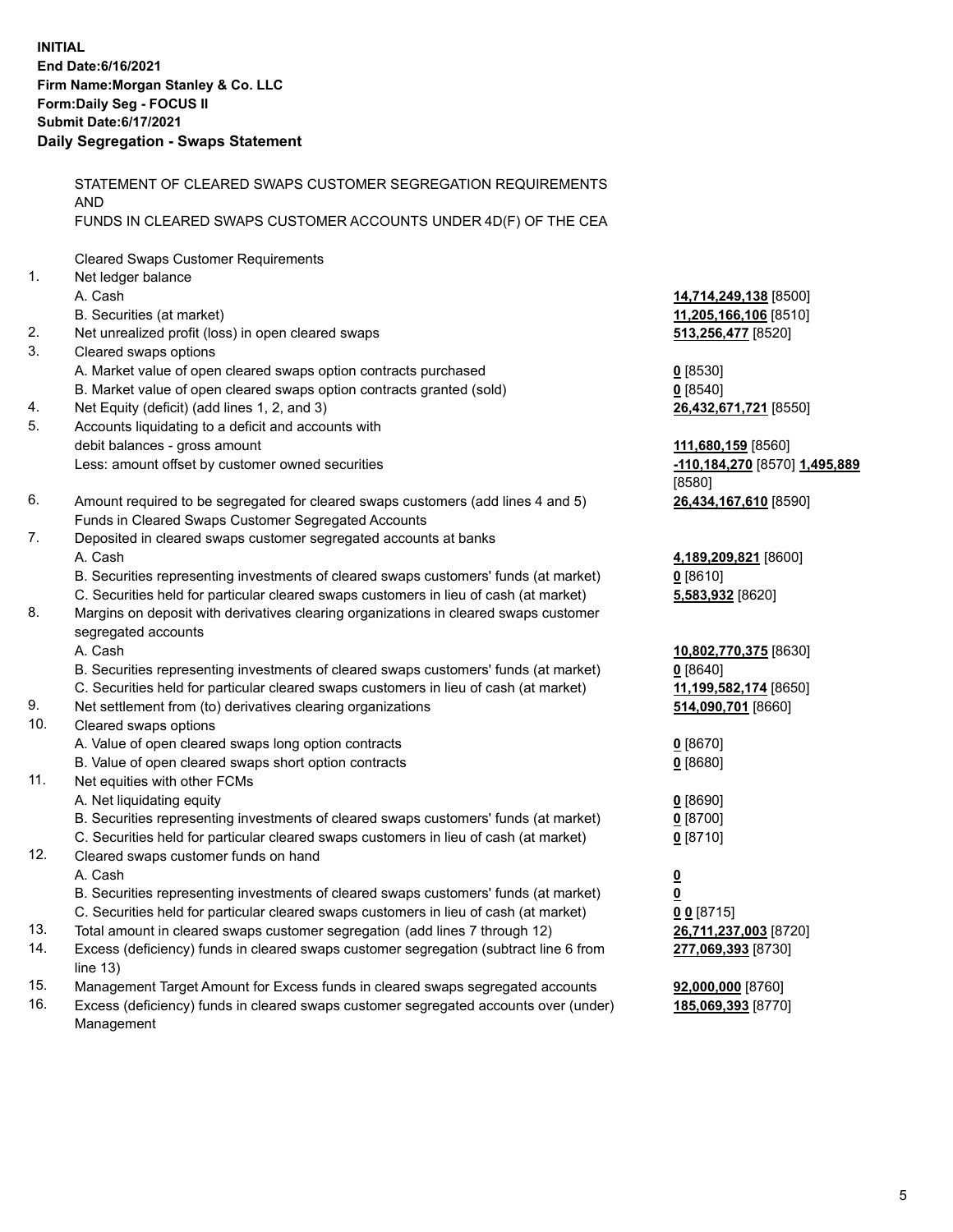**INITIAL**
**End Date:6/16/2021**
**Firm Name:Morgan Stanley & Co. LLC**
**Form:Daily Seg - FOCUS II**
**Submit Date:6/17/2021**
**Daily Segregation - Swaps Statement**

STATEMENT OF CLEARED SWAPS CUSTOMER SEGREGATION REQUIREMENTS AND FUNDS IN CLEARED SWAPS CUSTOMER ACCOUNTS UNDER 4D(F) OF THE CEA

| | | |
|---|---|---|
| | Cleared Swaps Customer Requirements | |
| 1. | Net ledger balance | |
| | A. Cash | **14,714,249,138** [8500] |
| | B. Securities (at market) | **11,205,166,106** [8510] |
| 2. | Net unrealized profit (loss) in open cleared swaps | **513,256,477** [8520] |
| 3. | Cleared swaps options | |
| | A. Market value of open cleared swaps option contracts purchased | **0** [8530] |
| | B. Market value of open cleared swaps option contracts granted (sold) | **0** [8540] |
| 4. | Net Equity (deficit) (add lines 1, 2, and 3) | **26,432,671,721** [8550] |
| 5. | Accounts liquidating to a deficit and accounts with debit balances - gross amount | **111,680,159** [8560] |
| | Less: amount offset by customer owned securities | **-110,184,270** [8570] **1,495,889** [8580] |
| 6. | Amount required to be segregated for cleared swaps customers (add lines 4 and 5) | **26,434,167,610** [8590] |
| | Funds in Cleared Swaps Customer Segregated Accounts | |
| 7. | Deposited in cleared swaps customer segregated accounts at banks | |
| | A. Cash | **4,189,209,821** [8600] |
| | B. Securities representing investments of cleared swaps customers' funds (at market) | **0** [8610] |
| | C. Securities held for particular cleared swaps customers in lieu of cash (at market) | **5,583,932** [8620] |
| 8. | Margins on deposit with derivatives clearing organizations in cleared swaps customer segregated accounts | |
| | A. Cash | **10,802,770,375** [8630] |
| | B. Securities representing investments of cleared swaps customers' funds (at market) | **0** [8640] |
| | C. Securities held for particular cleared swaps customers in lieu of cash (at market) | **11,199,582,174** [8650] |
| 9. | Net settlement from (to) derivatives clearing organizations | **514,090,701** [8660] |
| 10. | Cleared swaps options | |
| | A. Value of open cleared swaps long option contracts | **0** [8670] |
| | B. Value of open cleared swaps short option contracts | **0** [8680] |
| 11. | Net equities with other FCMs | |
| | A. Net liquidating equity | **0** [8690] |
| | B. Securities representing investments of cleared swaps customers' funds (at market) | **0** [8700] |
| | C. Securities held for particular cleared swaps customers in lieu of cash (at market) | **0** [8710] |
| 12. | Cleared swaps customer funds on hand | |
| | A. Cash | **0** |
| | B. Securities representing investments of cleared swaps customers' funds (at market) | **0** |
| | C. Securities held for particular cleared swaps customers in lieu of cash (at market) | **0** **0** [8715] |
| 13. | Total amount in cleared swaps customer segregation (add lines 7 through 12) | **26,711,237,003** [8720] |
| 14. | Excess (deficiency) funds in cleared swaps customer segregation (subtract line 6 from line 13) | **277,069,393** [8730] |
| 15. | Management Target Amount for Excess funds in cleared swaps segregated accounts | **92,000,000** [8760] |
| 16. | Excess (deficiency) funds in cleared swaps customer segregated accounts over (under) Management | **185,069,393** [8770] |